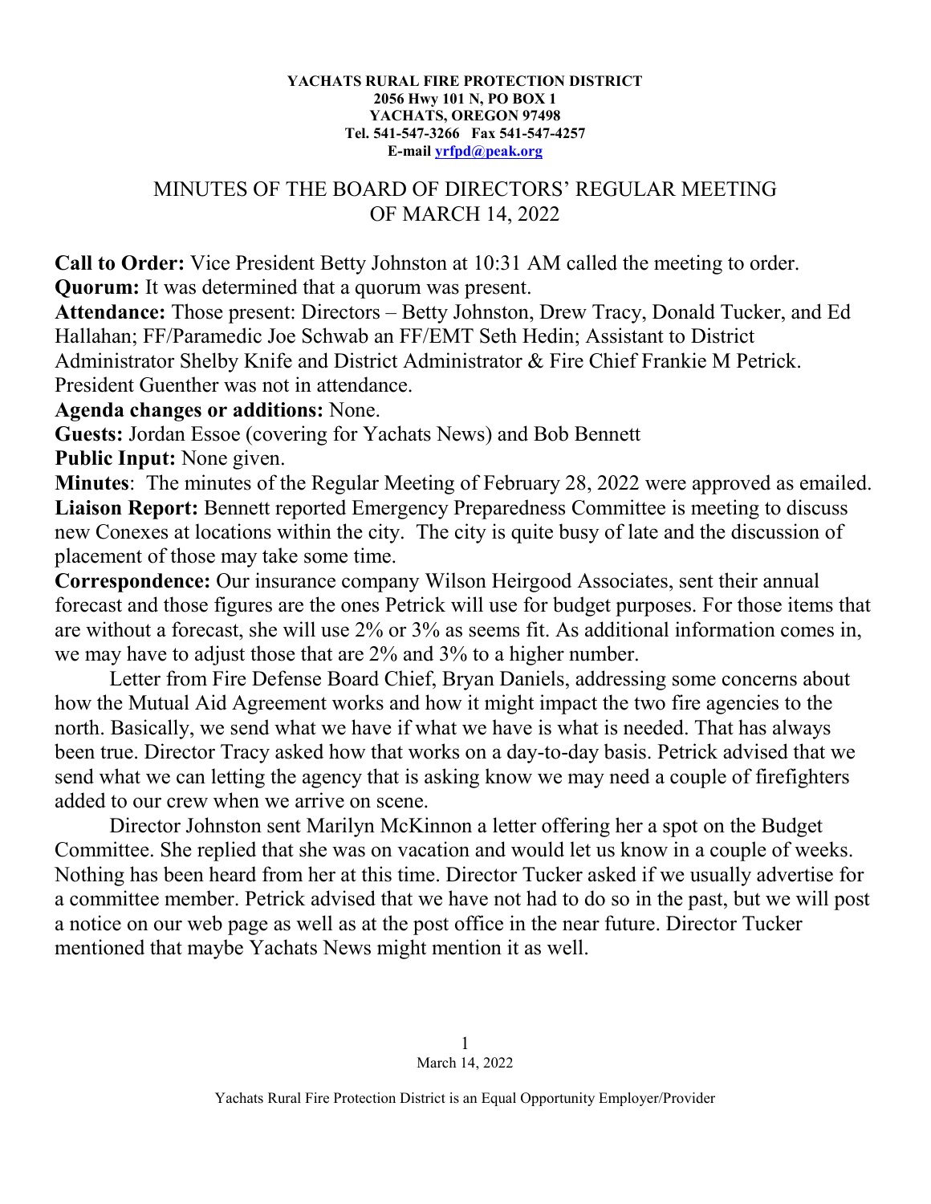**YACHATS RURAL FIRE PROTECTION DISTRICT**
**2056 Hwy 101 N, PO BOX 1**
**YACHATS, OREGON 97498**
**Tel. 541-547-3266 Fax 541-547-4257**
**E-mail yrfpd@peak.org**

# MINUTES OF THE BOARD OF DIRECTORS' REGULAR MEETING OF MARCH 14, 2022

**Call to Order:** Vice President Betty Johnston at 10:31 AM called the meeting to order.
**Quorum:** It was determined that a quorum was present.
**Attendance:** Those present: Directors – Betty Johnston, Drew Tracy, Donald Tucker, and Ed Hallahan; FF/Paramedic Joe Schwab an FF/EMT Seth Hedin; Assistant to District Administrator Shelby Knife and District Administrator & Fire Chief Frankie M Petrick. President Guenther was not in attendance.
**Agenda changes or additions:** None.
**Guests:** Jordan Essoe (covering for Yachats News) and Bob Bennett
**Public Input:** None given.
**Minutes**: The minutes of the Regular Meeting of February 28, 2022 were approved as emailed.
**Liaison Report:** Bennett reported Emergency Preparedness Committee is meeting to discuss new Conexes at locations within the city. The city is quite busy of late and the discussion of placement of those may take some time.
**Correspondence:** Our insurance company Wilson Heirgood Associates, sent their annual forecast and those figures are the ones Petrick will use for budget purposes. For those items that are without a forecast, she will use 2% or 3% as seems fit. As additional information comes in, we may have to adjust those that are 2% and 3% to a higher number.

Letter from Fire Defense Board Chief, Bryan Daniels, addressing some concerns about how the Mutual Aid Agreement works and how it might impact the two fire agencies to the north. Basically, we send what we have if what we have is what is needed. That has always been true. Director Tracy asked how that works on a day-to-day basis. Petrick advised that we send what we can letting the agency that is asking know we may need a couple of firefighters added to our crew when we arrive on scene.

Director Johnston sent Marilyn McKinnon a letter offering her a spot on the Budget Committee. She replied that she was on vacation and would let us know in a couple of weeks. Nothing has been heard from her at this time. Director Tucker asked if we usually advertise for a committee member. Petrick advised that we have not had to do so in the past, but we will post a notice on our web page as well as at the post office in the near future. Director Tucker mentioned that maybe Yachats News might mention it as well.

Yachats Rural Fire Protection District is an Equal Opportunity Employer/Provider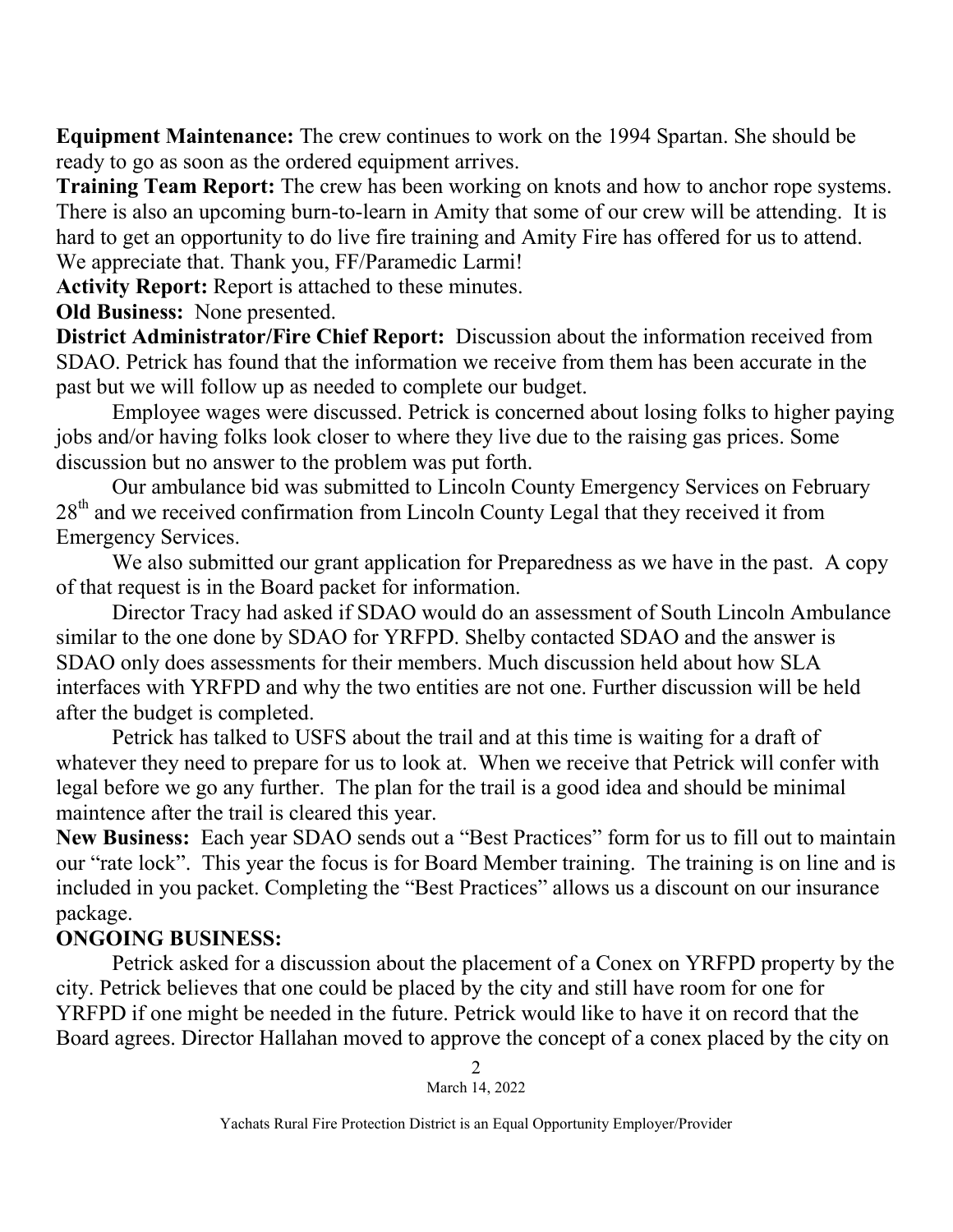**Equipment Maintenance:** The crew continues to work on the 1994 Spartan. She should be ready to go as soon as the ordered equipment arrives.

**Training Team Report:** The crew has been working on knots and how to anchor rope systems. There is also an upcoming burn-to-learn in Amity that some of our crew will be attending. It is hard to get an opportunity to do live fire training and Amity Fire has offered for us to attend. We appreciate that. Thank you, FF/Paramedic Larmi!

**Activity Report:** Report is attached to these minutes.

**Old Business:** None presented.

**District Administrator/Fire Chief Report:** Discussion about the information received from SDAO. Petrick has found that the information we receive from them has been accurate in the past but we will follow up as needed to complete our budget.

Employee wages were discussed. Petrick is concerned about losing folks to higher paying jobs and/or having folks look closer to where they live due to the raising gas prices. Some discussion but no answer to the problem was put forth.

Our ambulance bid was submitted to Lincoln County Emergency Services on February 28th and we received confirmation from Lincoln County Legal that they received it from Emergency Services.

We also submitted our grant application for Preparedness as we have in the past. A copy of that request is in the Board packet for information.

Director Tracy had asked if SDAO would do an assessment of South Lincoln Ambulance similar to the one done by SDAO for YRFPD. Shelby contacted SDAO and the answer is SDAO only does assessments for their members. Much discussion held about how SLA interfaces with YRFPD and why the two entities are not one. Further discussion will be held after the budget is completed.

Petrick has talked to USFS about the trail and at this time is waiting for a draft of whatever they need to prepare for us to look at. When we receive that Petrick will confer with legal before we go any further. The plan for the trail is a good idea and should be minimal maintence after the trail is cleared this year.

**New Business:** Each year SDAO sends out a "Best Practices" form for us to fill out to maintain our "rate lock". This year the focus is for Board Member training. The training is on line and is included in you packet. Completing the "Best Practices" allows us a discount on our insurance package.

**ONGOING BUSINESS:**

Petrick asked for a discussion about the placement of a Conex on YRFPD property by the city. Petrick believes that one could be placed by the city and still have room for one for YRFPD if one might be needed in the future. Petrick would like to have it on record that the Board agrees. Director Hallahan moved to approve the concept of a conex placed by the city on

Yachats Rural Fire Protection District is an Equal Opportunity Employer/Provider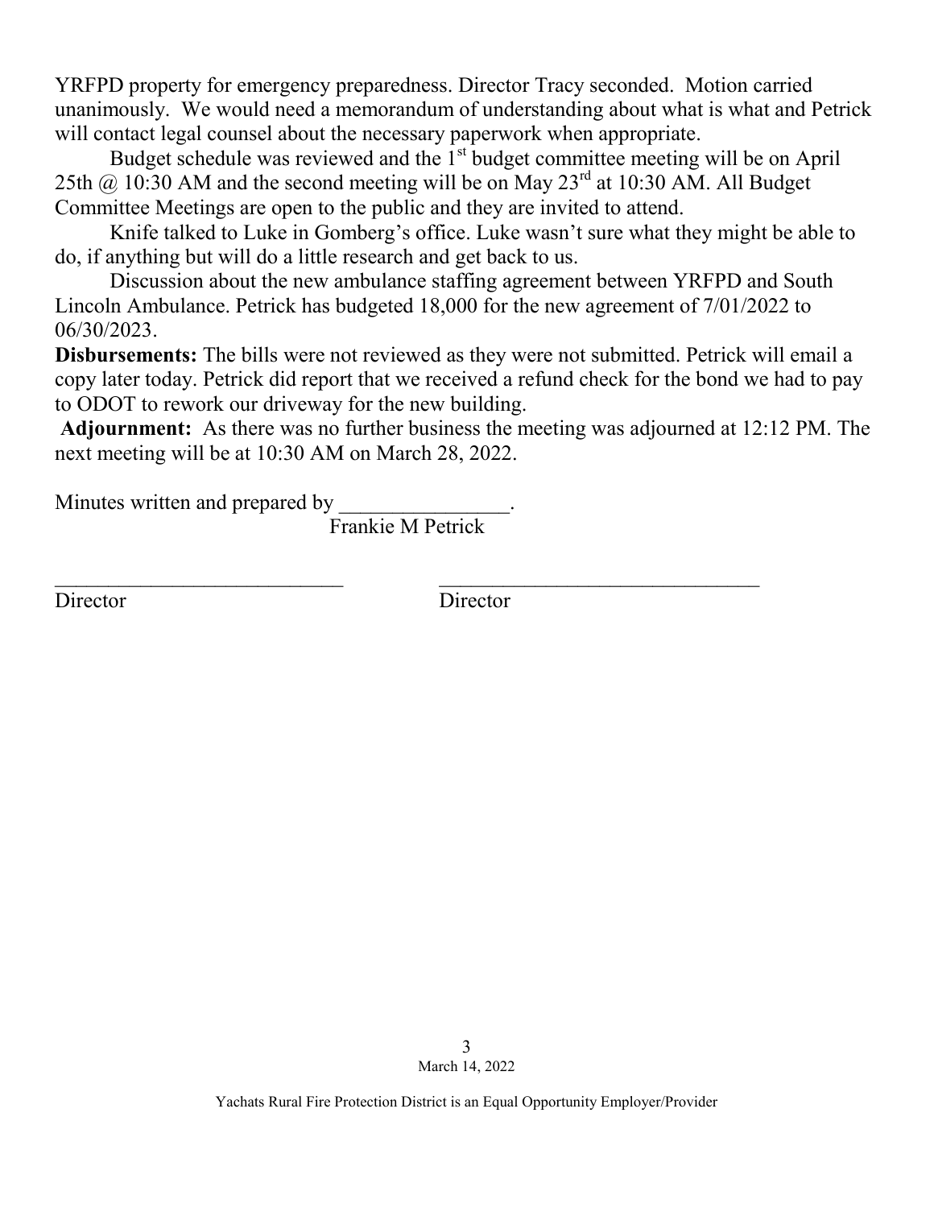YRFPD property for emergency preparedness. Director Tracy seconded. Motion carried unanimously. We would need a memorandum of understanding about what is what and Petrick will contact legal counsel about the necessary paperwork when appropriate.

Budget schedule was reviewed and the 1st budget committee meeting will be on April 25th @ 10:30 AM and the second meeting will be on May 23rd at 10:30 AM. All Budget Committee Meetings are open to the public and they are invited to attend.

Knife talked to Luke in Gomberg's office. Luke wasn't sure what they might be able to do, if anything but will do a little research and get back to us.

Discussion about the new ambulance staffing agreement between YRFPD and South Lincoln Ambulance. Petrick has budgeted 18,000 for the new agreement of 7/01/2022 to 06/30/2023.

**Disbursements:** The bills were not reviewed as they were not submitted. Petrick will email a copy later today. Petrick did report that we received a refund check for the bond we had to pay to ODOT to rework our driveway for the new building.

**Adjournment:** As there was no further business the meeting was adjourned at 12:12 PM. The next meeting will be at 10:30 AM on March 28, 2022.

Minutes written and prepared by ________________.
Frankie M Petrick

___________________________ ______________________________
Director Director

March 14, 2022

Yachats Rural Fire Protection District is an Equal Opportunity Employer/Provider